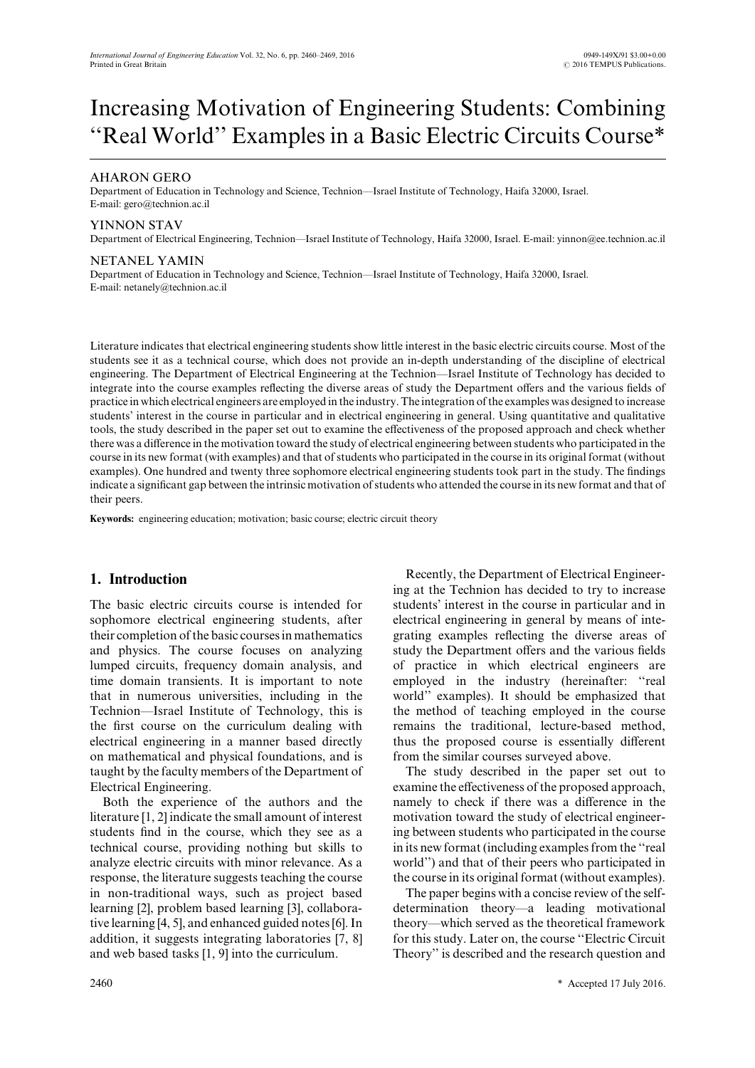# Increasing Motivation of Engineering Students: Combining "Real World" Examples in a Basic Electric Circuits Course*

AHARON GERO

Department of Education in Technology and Science, Technion—Israel Institute of Technology, Haifa 32000, Israel.
E-mail: gero@technion.ac.il

YINNON STAV

Department of Electrical Engineering, Technion—Israel Institute of Technology, Haifa 32000, Israel. E-mail: yinnon@ee.technion.ac.il

NETANEL YAMIN

Department of Education in Technology and Science, Technion—Israel Institute of Technology, Haifa 32000, Israel.
E-mail: netanely@technion.ac.il

Literature indicates that electrical engineering students show little interest in the basic electric circuits course. Most of the students see it as a technical course, which does not provide an in-depth understanding of the discipline of electrical engineering. The Department of Electrical Engineering at the Technion—Israel Institute of Technology has decided to integrate into the course examples reflecting the diverse areas of study the Department offers and the various fields of practice in which electrical engineers are employed in the industry. The integration of the examples was designed to increase students' interest in the course in particular and in electrical engineering in general. Using quantitative and qualitative tools, the study described in the paper set out to examine the effectiveness of the proposed approach and check whether there was a difference in the motivation toward the study of electrical engineering between students who participated in the course in its new format (with examples) and that of students who participated in the course in its original format (without examples). One hundred and twenty three sophomore electrical engineering students took part in the study. The findings indicate a significant gap between the intrinsic motivation of students who attended the course in its new format and that of their peers.

**Keywords:** engineering education; motivation; basic course; electric circuit theory

## 1. Introduction

The basic electric circuits course is intended for sophomore electrical engineering students, after their completion of the basic courses in mathematics and physics. The course focuses on analyzing lumped circuits, frequency domain analysis, and time domain transients. It is important to note that in numerous universities, including in the Technion—Israel Institute of Technology, this is the first course on the curriculum dealing with electrical engineering in a manner based directly on mathematical and physical foundations, and is taught by the faculty members of the Department of Electrical Engineering.

Both the experience of the authors and the literature [1, 2] indicate the small amount of interest students find in the course, which they see as a technical course, providing nothing but skills to analyze electric circuits with minor relevance. As a response, the literature suggests teaching the course in non-traditional ways, such as project based learning [2], problem based learning [3], collaborative learning [4, 5], and enhanced guided notes [6]. In addition, it suggests integrating laboratories [7, 8] and web based tasks [1, 9] into the curriculum.

Recently, the Department of Electrical Engineering at the Technion has decided to try to increase students' interest in the course in particular and in electrical engineering in general by means of integrating examples reflecting the diverse areas of study the Department offers and the various fields of practice in which electrical engineers are employed in the industry (hereinafter: "real world" examples). It should be emphasized that the method of teaching employed in the course remains the traditional, lecture-based method, thus the proposed course is essentially different from the similar courses surveyed above.

The study described in the paper set out to examine the effectiveness of the proposed approach, namely to check if there was a difference in the motivation toward the study of electrical engineering between students who participated in the course in its new format (including examples from the "real world") and that of their peers who participated in the course in its original format (without examples).

The paper begins with a concise review of the self-determination theory—a leading motivational theory—which served as the theoretical framework for this study. Later on, the course "Electric Circuit Theory" is described and the research question and

\* Accepted 17 July 2016.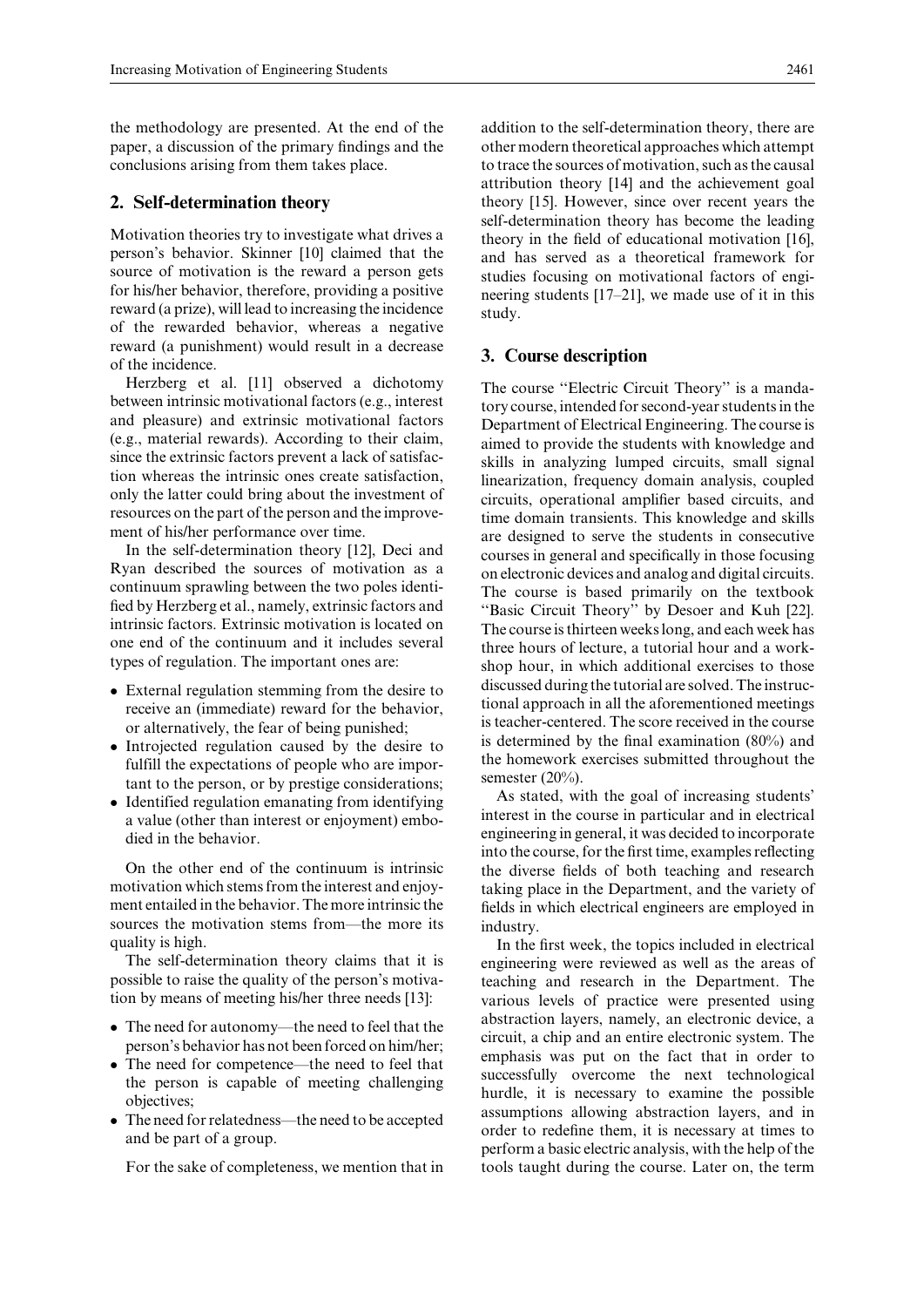the methodology are presented. At the end of the paper, a discussion of the primary findings and the conclusions arising from them takes place.

## 2. Self-determination theory

Motivation theories try to investigate what drives a person's behavior. Skinner [10] claimed that the source of motivation is the reward a person gets for his/her behavior, therefore, providing a positive reward (a prize), will lead to increasing the incidence of the rewarded behavior, whereas a negative reward (a punishment) would result in a decrease of the incidence.

Herzberg et al. [11] observed a dichotomy between intrinsic motivational factors (e.g., interest and pleasure) and extrinsic motivational factors (e.g., material rewards). According to their claim, since the extrinsic factors prevent a lack of satisfaction whereas the intrinsic ones create satisfaction, only the latter could bring about the investment of resources on the part of the person and the improvement of his/her performance over time.

In the self-determination theory [12], Deci and Ryan described the sources of motivation as a continuum sprawling between the two poles identified by Herzberg et al., namely, extrinsic factors and intrinsic factors. Extrinsic motivation is located on one end of the continuum and it includes several types of regulation. The important ones are:

- External regulation stemming from the desire to receive an (immediate) reward for the behavior, or alternatively, the fear of being punished;
- Introjected regulation caused by the desire to fulfill the expectations of people who are important to the person, or by prestige considerations;
- Identified regulation emanating from identifying a value (other than interest or enjoyment) embodied in the behavior.

On the other end of the continuum is intrinsic motivation which stems from the interest and enjoyment entailed in the behavior. The more intrinsic the sources the motivation stems from—the more its quality is high.

The self-determination theory claims that it is possible to raise the quality of the person's motivation by means of meeting his/her three needs [13]:

- The need for autonomy—the need to feel that the person's behavior has not been forced on him/her;
- The need for competence—the need to feel that the person is capable of meeting challenging objectives;
- The need for relatedness—the need to be accepted and be part of a group.

For the sake of completeness, we mention that in addition to the self-determination theory, there are other modern theoretical approaches which attempt to trace the sources of motivation, such as the causal attribution theory [14] and the achievement goal theory [15]. However, since over recent years the self-determination theory has become the leading theory in the field of educational motivation [16], and has served as a theoretical framework for studies focusing on motivational factors of engineering students [17–21], we made use of it in this study.

## 3. Course description

The course "Electric Circuit Theory" is a mandatory course, intended for second-year students in the Department of Electrical Engineering. The course is aimed to provide the students with knowledge and skills in analyzing lumped circuits, small signal linearization, frequency domain analysis, coupled circuits, operational amplifier based circuits, and time domain transients. This knowledge and skills are designed to serve the students in consecutive courses in general and specifically in those focusing on electronic devices and analog and digital circuits. The course is based primarily on the textbook "Basic Circuit Theory" by Desoer and Kuh [22]. The course is thirteen weeks long, and each week has three hours of lecture, a tutorial hour and a workshop hour, in which additional exercises to those discussed during the tutorial are solved. The instructional approach in all the aforementioned meetings is teacher-centered. The score received in the course is determined by the final examination (80%) and the homework exercises submitted throughout the semester (20%).

As stated, with the goal of increasing students' interest in the course in particular and in electrical engineering in general, it was decided to incorporate into the course, for the first time, examples reflecting the diverse fields of both teaching and research taking place in the Department, and the variety of fields in which electrical engineers are employed in industry.

In the first week, the topics included in electrical engineering were reviewed as well as the areas of teaching and research in the Department. The various levels of practice were presented using abstraction layers, namely, an electronic device, a circuit, a chip and an entire electronic system. The emphasis was put on the fact that in order to successfully overcome the next technological hurdle, it is necessary to examine the possible assumptions allowing abstraction layers, and in order to redefine them, it is necessary at times to perform a basic electric analysis, with the help of the tools taught during the course. Later on, the term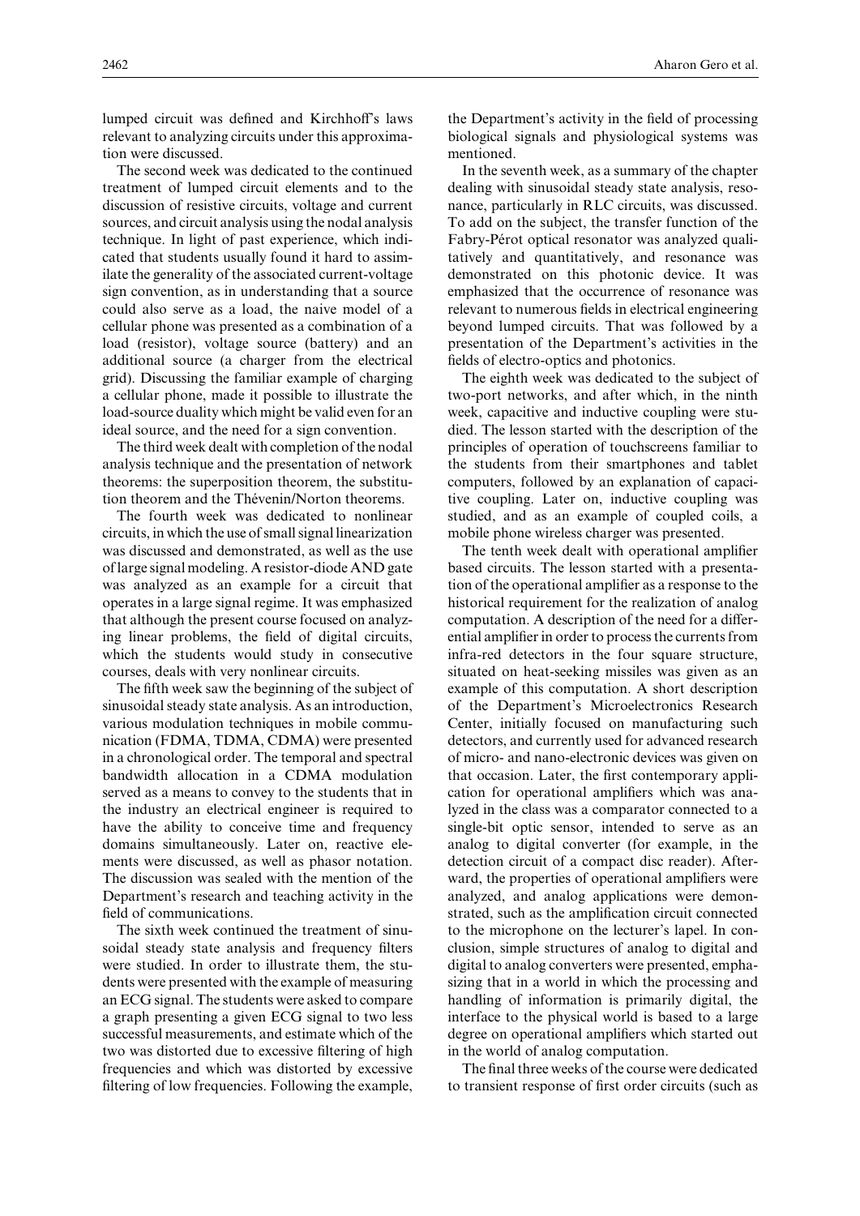lumped circuit was defined and Kirchhoff's laws relevant to analyzing circuits under this approximation were discussed.

The second week was dedicated to the continued treatment of lumped circuit elements and to the discussion of resistive circuits, voltage and current sources, and circuit analysis using the nodal analysis technique. In light of past experience, which indicated that students usually found it hard to assimilate the generality of the associated current-voltage sign convention, as in understanding that a source could also serve as a load, the naive model of a cellular phone was presented as a combination of a load (resistor), voltage source (battery) and an additional source (a charger from the electrical grid). Discussing the familiar example of charging a cellular phone, made it possible to illustrate the load-source duality which might be valid even for an ideal source, and the need for a sign convention.

The third week dealt with completion of the nodal analysis technique and the presentation of network theorems: the superposition theorem, the substitution theorem and the Thévenin/Norton theorems.

The fourth week was dedicated to nonlinear circuits, in which the use of small signal linearization was discussed and demonstrated, as well as the use of large signal modeling. A resistor-diode AND gate was analyzed as an example for a circuit that operates in a large signal regime. It was emphasized that although the present course focused on analyzing linear problems, the field of digital circuits, which the students would study in consecutive courses, deals with very nonlinear circuits.

The fifth week saw the beginning of the subject of sinusoidal steady state analysis. As an introduction, various modulation techniques in mobile communication (FDMA, TDMA, CDMA) were presented in a chronological order. The temporal and spectral bandwidth allocation in a CDMA modulation served as a means to convey to the students that in the industry an electrical engineer is required to have the ability to conceive time and frequency domains simultaneously. Later on, reactive elements were discussed, as well as phasor notation. The discussion was sealed with the mention of the Department's research and teaching activity in the field of communications.

The sixth week continued the treatment of sinusoidal steady state analysis and frequency filters were studied. In order to illustrate them, the students were presented with the example of measuring an ECG signal. The students were asked to compare a graph presenting a given ECG signal to two less successful measurements, and estimate which of the two was distorted due to excessive filtering of high frequencies and which was distorted by excessive filtering of low frequencies. Following the example, the Department's activity in the field of processing biological signals and physiological systems was mentioned.

In the seventh week, as a summary of the chapter dealing with sinusoidal steady state analysis, resonance, particularly in RLC circuits, was discussed. To add on the subject, the transfer function of the Fabry-Pérot optical resonator was analyzed qualitatively and quantitatively, and resonance was demonstrated on this photonic device. It was emphasized that the occurrence of resonance was relevant to numerous fields in electrical engineering beyond lumped circuits. That was followed by a presentation of the Department's activities in the fields of electro-optics and photonics.

The eighth week was dedicated to the subject of two-port networks, and after which, in the ninth week, capacitive and inductive coupling were studied. The lesson started with the description of the principles of operation of touchscreens familiar to the students from their smartphones and tablet computers, followed by an explanation of capacitive coupling. Later on, inductive coupling was studied, and as an example of coupled coils, a mobile phone wireless charger was presented.

The tenth week dealt with operational amplifier based circuits. The lesson started with a presentation of the operational amplifier as a response to the historical requirement for the realization of analog computation. A description of the need for a differential amplifier in order to process the currents from infra-red detectors in the four square structure, situated on heat-seeking missiles was given as an example of this computation. A short description of the Department's Microelectronics Research Center, initially focused on manufacturing such detectors, and currently used for advanced research of micro- and nano-electronic devices was given on that occasion. Later, the first contemporary application for operational amplifiers which was analyzed in the class was a comparator connected to a single-bit optic sensor, intended to serve as an analog to digital converter (for example, in the detection circuit of a compact disc reader). Afterward, the properties of operational amplifiers were analyzed, and analog applications were demonstrated, such as the amplification circuit connected to the microphone on the lecturer's lapel. In conclusion, simple structures of analog to digital and digital to analog converters were presented, emphasizing that in a world in which the processing and handling of information is primarily digital, the interface to the physical world is based to a large degree on operational amplifiers which started out in the world of analog computation.

The final three weeks of the course were dedicated to transient response of first order circuits (such as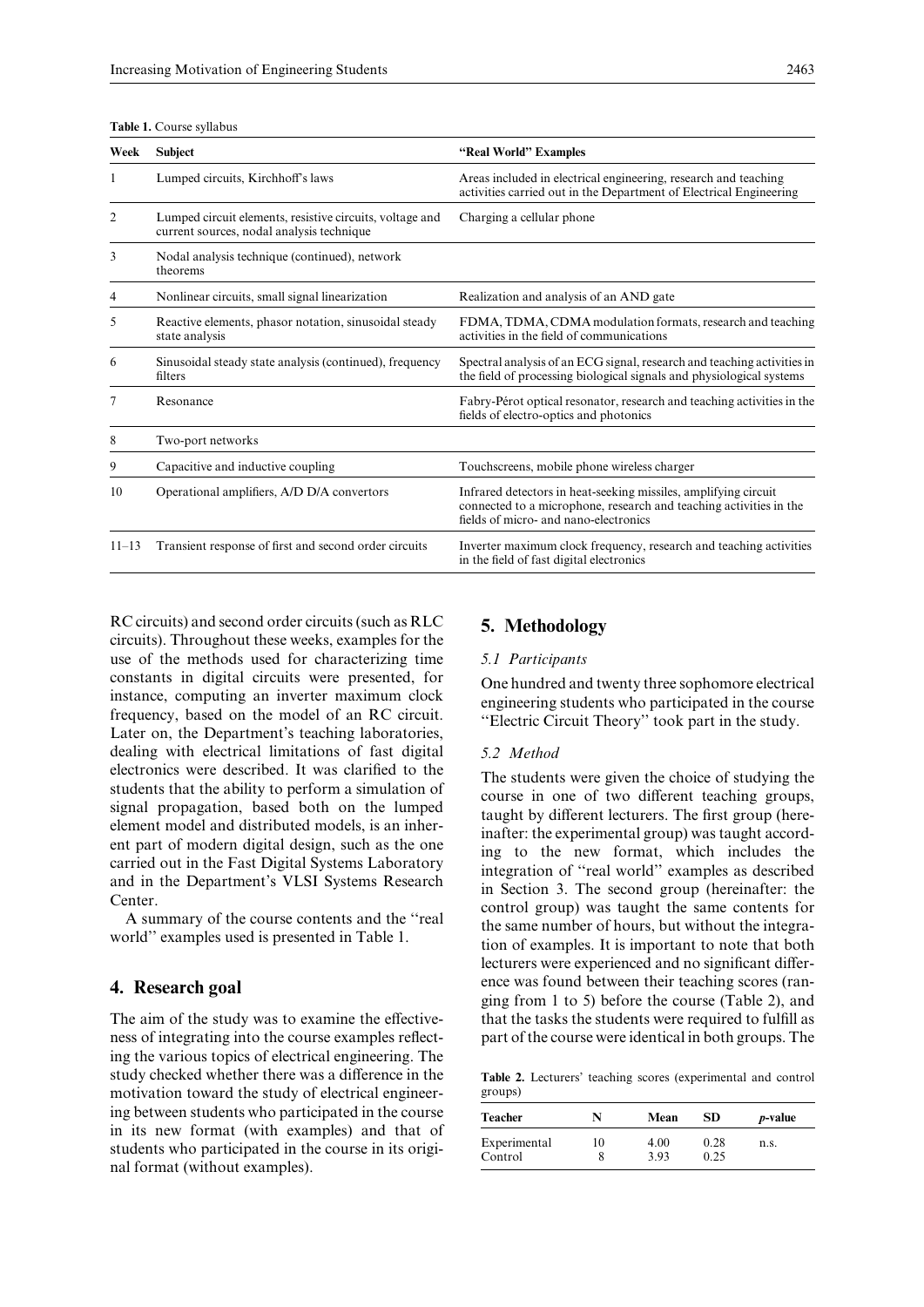**Table 1.** Course syllabus

| Week | Subject | "Real World" Examples |
|---|---|---|
| 1 | Lumped circuits, Kirchhoff's laws | Areas included in electrical engineering, research and teaching activities carried out in the Department of Electrical Engineering |
| 2 | Lumped circuit elements, resistive circuits, voltage and current sources, nodal analysis technique | Charging a cellular phone |
| 3 | Nodal analysis technique (continued), network theorems | |
| 4 | Nonlinear circuits, small signal linearization | Realization and analysis of an AND gate |
| 5 | Reactive elements, phasor notation, sinusoidal steady state analysis | FDMA, TDMA, CDMA modulation formats, research and teaching activities in the field of communications |
| 6 | Sinusoidal steady state analysis (continued), frequency filters | Spectral analysis of an ECG signal, research and teaching activities in the field of processing biological signals and physiological systems |
| 7 | Resonance | Fabry-Pérot optical resonator, research and teaching activities in the fields of electro-optics and photonics |
| 8 | Two-port networks | |
| 9 | Capacitive and inductive coupling | Touchscreens, mobile phone wireless charger |
| 10 | Operational amplifiers, A/D D/A convertors | Infrared detectors in heat-seeking missiles, amplifying circuit connected to a microphone, research and teaching activities in the fields of micro- and nano-electronics |
| 11–13 | Transient response of first and second order circuits | Inverter maximum clock frequency, research and teaching activities in the field of fast digital electronics |

RC circuits) and second order circuits (such as RLC circuits). Throughout these weeks, examples for the use of the methods used for characterizing time constants in digital circuits were presented, for instance, computing an inverter maximum clock frequency, based on the model of an RC circuit. Later on, the Department's teaching laboratories, dealing with electrical limitations of fast digital electronics were described. It was clarified to the students that the ability to perform a simulation of signal propagation, based both on the lumped element model and distributed models, is an inherent part of modern digital design, such as the one carried out in the Fast Digital Systems Laboratory and in the Department's VLSI Systems Research Center.

A summary of the course contents and the "real world" examples used is presented in Table 1.

## 4. Research goal

The aim of the study was to examine the effectiveness of integrating into the course examples reflecting the various topics of electrical engineering. The study checked whether there was a difference in the motivation toward the study of electrical engineering between students who participated in the course in its new format (with examples) and that of students who participated in the course in its original format (without examples).

## 5. Methodology

### *5.1 Participants*

One hundred and twenty three sophomore electrical engineering students who participated in the course "Electric Circuit Theory" took part in the study.

### *5.2 Method*

The students were given the choice of studying the course in one of two different teaching groups, taught by different lecturers. The first group (hereinafter: the experimental group) was taught according to the new format, which includes the integration of "real world" examples as described in Section 3. The second group (hereinafter: the control group) was taught the same contents for the same number of hours, but without the integration of examples. It is important to note that both lecturers were experienced and no significant difference was found between their teaching scores (ranging from 1 to 5) before the course (Table 2), and that the tasks the students were required to fulfill as part of the course were identical in both groups. The

**Table 2.** Lecturers' teaching scores (experimental and control groups)

| Teacher | N | Mean | SD | *p*-value |
|---|---|---|---|---|
| Experimental | 10 | 4.00 | 0.28 | n.s. |
| Control | 8 | 3.93 | 0.25 | |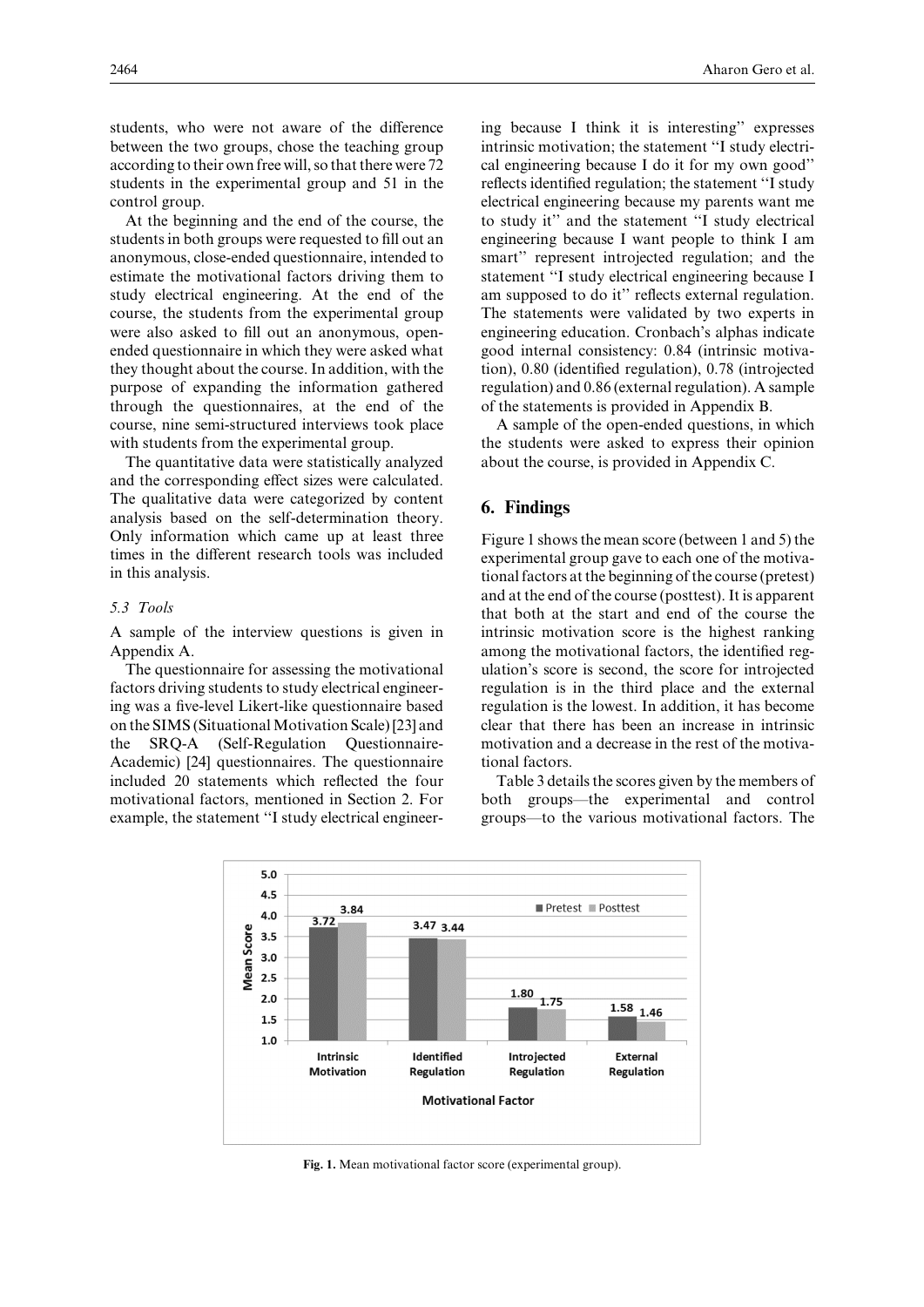students, who were not aware of the difference between the two groups, chose the teaching group according to their own free will, so that there were 72 students in the experimental group and 51 in the control group.

At the beginning and the end of the course, the students in both groups were requested to fill out an anonymous, close-ended questionnaire, intended to estimate the motivational factors driving them to study electrical engineering. At the end of the course, the students from the experimental group were also asked to fill out an anonymous, open-ended questionnaire in which they were asked what they thought about the course. In addition, with the purpose of expanding the information gathered through the questionnaires, at the end of the course, nine semi-structured interviews took place with students from the experimental group.

The quantitative data were statistically analyzed and the corresponding effect sizes were calculated. The qualitative data were categorized by content analysis based on the self-determination theory. Only information which came up at least three times in the different research tools was included in this analysis.

### 5.3 Tools

A sample of the interview questions is given in Appendix A.

The questionnaire for assessing the motivational factors driving students to study electrical engineering was a five-level Likert-like questionnaire based on the SIMS (Situational Motivation Scale) [23] and the SRQ-A (Self-Regulation Questionnaire-Academic) [24] questionnaires. The questionnaire included 20 statements which reflected the four motivational factors, mentioned in Section 2. For example, the statement "I study electrical engineering because I think it is interesting" expresses intrinsic motivation; the statement "I study electrical engineering because I do it for my own good" reflects identified regulation; the statement "I study electrical engineering because my parents want me to study it" and the statement "I study electrical engineering because I want people to think I am smart" represent introjected regulation; and the statement "I study electrical engineering because I am supposed to do it" reflects external regulation. The statements were validated by two experts in engineering education. Cronbach's alphas indicate good internal consistency: 0.84 (intrinsic motivation), 0.80 (identified regulation), 0.78 (introjected regulation) and 0.86 (external regulation). A sample of the statements is provided in Appendix B.

A sample of the open-ended questions, in which the students were asked to express their opinion about the course, is provided in Appendix C.

## 6. Findings

Figure 1 shows the mean score (between 1 and 5) the experimental group gave to each one of the motivational factors at the beginning of the course (pretest) and at the end of the course (posttest). It is apparent that both at the start and end of the course the intrinsic motivation score is the highest ranking among the motivational factors, the identified regulation's score is second, the score for introjected regulation is in the third place and the external regulation is the lowest. In addition, it has become clear that there has been an increase in intrinsic motivation and a decrease in the rest of the motivational factors.

Table 3 details the scores given by the members of both groups—the experimental and control groups—to the various motivational factors. The

Mean Score
Pretest
Posttest
Intrinsic Motivation: 3.72, 3.84
Identified Regulation: 3.47, 3.44
Introjected Regulation: 1.80, 1.75
External Regulation: 1.58, 1.46
Motivational Factor

**Fig. 1.** Mean motivational factor score (experimental group).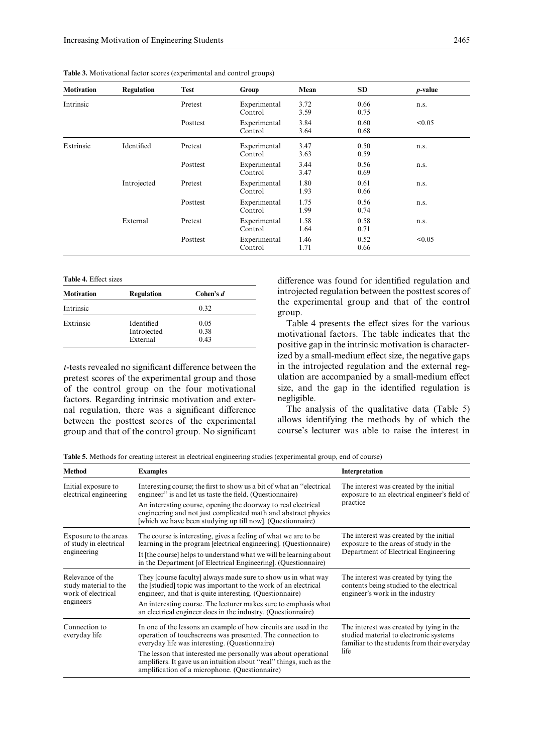**Table 3.** Motivational factor scores (experimental and control groups)

| Motivation | Regulation | Test | Group | Mean | SD | *p*-value |
|---|---|---|---|---|---|---|
| Intrinsic | | Pretest | Experimental | 3.72 | 0.66 | n.s. |
| | | | Control | 3.59 | 0.75 | |
| | | Posttest | Experimental | 3.84 | 0.60 | <0.05 |
| | | | Control | 3.64 | 0.68 | |
| Extrinsic | Identified | Pretest | Experimental | 3.47 | 0.50 | n.s. |
| | | | Control | 3.63 | 0.59 | |
| | | Posttest | Experimental | 3.44 | 0.56 | n.s. |
| | | | Control | 3.47 | 0.69 | |
| | Introjected | Pretest | Experimental | 1.80 | 0.61 | n.s. |
| | | | Control | 1.93 | 0.66 | |
| | | Posttest | Experimental | 1.75 | 0.56 | n.s. |
| | | | Control | 1.99 | 0.74 | |
| | External | Pretest | Experimental | 1.58 | 0.58 | n.s. |
| | | | Control | 1.64 | 0.71 | |
| | | Posttest | Experimental | 1.46 | 0.52 | <0.05 |
| | | | Control | 1.71 | 0.66 | |

**Table 4.** Effect sizes

| Motivation | Regulation | Cohen's *d* |
|---|---|---|
| Intrinsic | | 0.32 |
| Extrinsic | Identified | –0.05 |
| | Introjected | –0.38 |
| | External | –0.43 |

*t*-tests revealed no significant difference between the pretest scores of the experimental group and those of the control group on the four motivational factors. Regarding intrinsic motivation and external regulation, there was a significant difference between the posttest scores of the experimental group and that of the control group. No significant difference was found for identified regulation and introjected regulation between the posttest scores of the experimental group and that of the control group.

Table 4 presents the effect sizes for the various motivational factors. The table indicates that the positive gap in the intrinsic motivation is characterized by a small-medium effect size, the negative gaps in the introjected regulation and the external regulation are accompanied by a small-medium effect size, and the gap in the identified regulation is negligible.

The analysis of the qualitative data (Table 5) allows identifying the methods by of which the course's lecturer was able to raise the interest in

**Table 5.** Methods for creating interest in electrical engineering studies (experimental group, end of course)

| Method | Examples | Interpretation |
|---|---|---|
| Initial exposure to electrical engineering | Interesting course; the first to show us a bit of what an "electrical engineer" is and let us taste the field. (Questionnaire)<br>An interesting course, opening the doorway to real electrical engineering and not just complicated math and abstract physics [which we have been studying up till now]. (Questionnaire) | The interest was created by the initial exposure to an electrical engineer's field of practice |
| Exposure to the areas of study in electrical engineering | The course is interesting, gives a feeling of what we are to be learning in the program [electrical engineering]. (Questionnaire)<br>It [the course] helps to understand what we will be learning about in the Department [of Electrical Engineering]. (Questionnaire) | The interest was created by the initial exposure to the areas of study in the Department of Electrical Engineering |
| Relevance of the study material to the work of electrical engineers | They [course faculty] always made sure to show us in what way the [studied] topic was important to the work of an electrical engineer, and that is quite interesting. (Questionnaire)<br>An interesting course. The lecturer makes sure to emphasis what an electrical engineer does in the industry. (Questionnaire) | The interest was created by tying the contents being studied to the electrical engineer's work in the industry |
| Connection to everyday life | In one of the lessons an example of how circuits are used in the operation of touchscreens was presented. The connection to everyday life was interesting. (Questionnaire)<br>The lesson that interested me personally was about operational amplifiers. It gave us an intuition about "real" things, such as the amplification of a microphone. (Questionnaire) | The interest was created by tying in the studied material to electronic systems familiar to the students from their everyday life |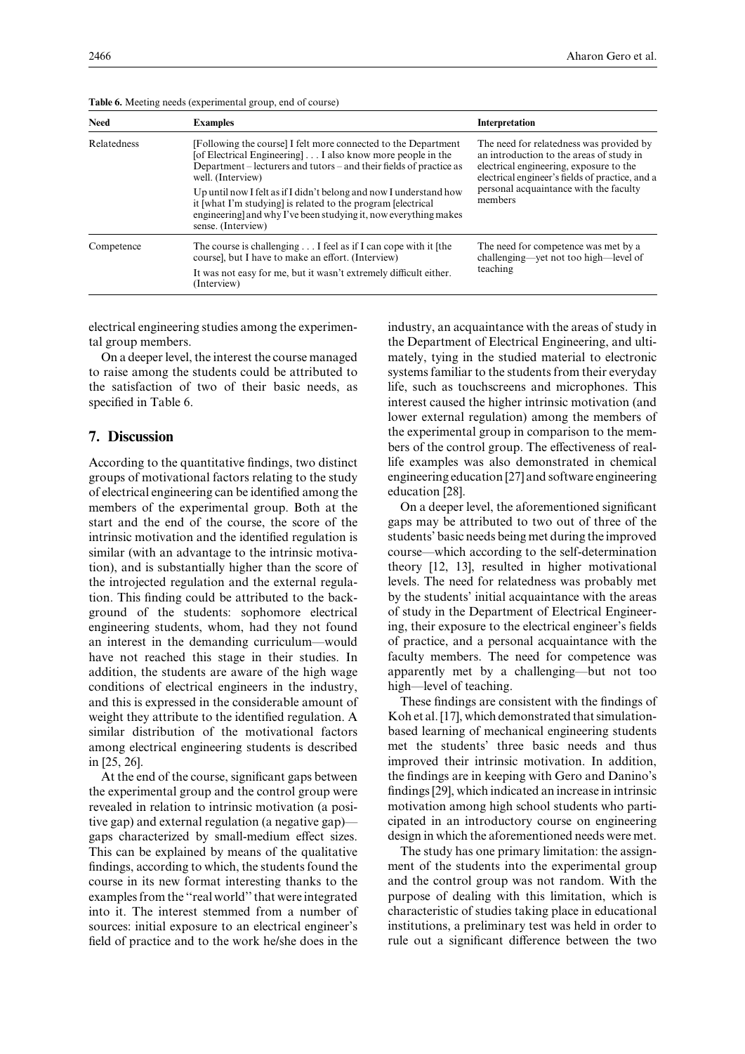**Table 6.** Meeting needs (experimental group, end of course)

| Need | Examples | Interpretation |
|---|---|---|
| Relatedness | [Following the course] I felt more connected to the Department [of Electrical Engineering] . . . I also know more people in the Department – lecturers and tutors – and their fields of practice as well. (Interview)<br>Up until now I felt as if I didn't belong and now I understand how it [what I'm studying] is related to the program [electrical engineering] and why I've been studying it, now everything makes sense. (Interview) | The need for relatedness was provided by an introduction to the areas of study in electrical engineering, exposure to the electrical engineer's fields of practice, and a personal acquaintance with the faculty members |
| Competence | The course is challenging . . . I feel as if I can cope with it [the course], but I have to make an effort. (Interview)<br>It was not easy for me, but it wasn't extremely difficult either. (Interview) | The need for competence was met by a challenging—yet not too high—level of teaching |

electrical engineering studies among the experimental group members.

On a deeper level, the interest the course managed to raise among the students could be attributed to the satisfaction of two of their basic needs, as specified in Table 6.

## 7. Discussion

According to the quantitative findings, two distinct groups of motivational factors relating to the study of electrical engineering can be identified among the members of the experimental group. Both at the start and the end of the course, the score of the intrinsic motivation and the identified regulation is similar (with an advantage to the intrinsic motivation), and is substantially higher than the score of the introjected regulation and the external regulation. This finding could be attributed to the background of the students: sophomore electrical engineering students, whom, had they not found an interest in the demanding curriculum—would have not reached this stage in their studies. In addition, the students are aware of the high wage conditions of electrical engineers in the industry, and this is expressed in the considerable amount of weight they attribute to the identified regulation. A similar distribution of the motivational factors among electrical engineering students is described in [25, 26].

At the end of the course, significant gaps between the experimental group and the control group were revealed in relation to intrinsic motivation (a positive gap) and external regulation (a negative gap)—gaps characterized by small-medium effect sizes. This can be explained by means of the qualitative findings, according to which, the students found the course in its new format interesting thanks to the examples from the "real world" that were integrated into it. The interest stemmed from a number of sources: initial exposure to an electrical engineer's field of practice and to the work he/she does in the industry, an acquaintance with the areas of study in the Department of Electrical Engineering, and ultimately, tying in the studied material to electronic systems familiar to the students from their everyday life, such as touchscreens and microphones. This interest caused the higher intrinsic motivation (and lower external regulation) among the members of the experimental group in comparison to the members of the control group. The effectiveness of real-life examples was also demonstrated in chemical engineering education [27] and software engineering education [28].

On a deeper level, the aforementioned significant gaps may be attributed to two out of three of the students' basic needs being met during the improved course—which according to the self-determination theory [12, 13], resulted in higher motivational levels. The need for relatedness was probably met by the students' initial acquaintance with the areas of study in the Department of Electrical Engineering, their exposure to the electrical engineer's fields of practice, and a personal acquaintance with the faculty members. The need for competence was apparently met by a challenging—but not too high—level of teaching.

These findings are consistent with the findings of Koh et al. [17], which demonstrated that simulation-based learning of mechanical engineering students met the students' three basic needs and thus improved their intrinsic motivation. In addition, the findings are in keeping with Gero and Danino's findings [29], which indicated an increase in intrinsic motivation among high school students who participated in an introductory course on engineering design in which the aforementioned needs were met.

The study has one primary limitation: the assignment of the students into the experimental group and the control group was not random. With the purpose of dealing with this limitation, which is characteristic of studies taking place in educational institutions, a preliminary test was held in order to rule out a significant difference between the two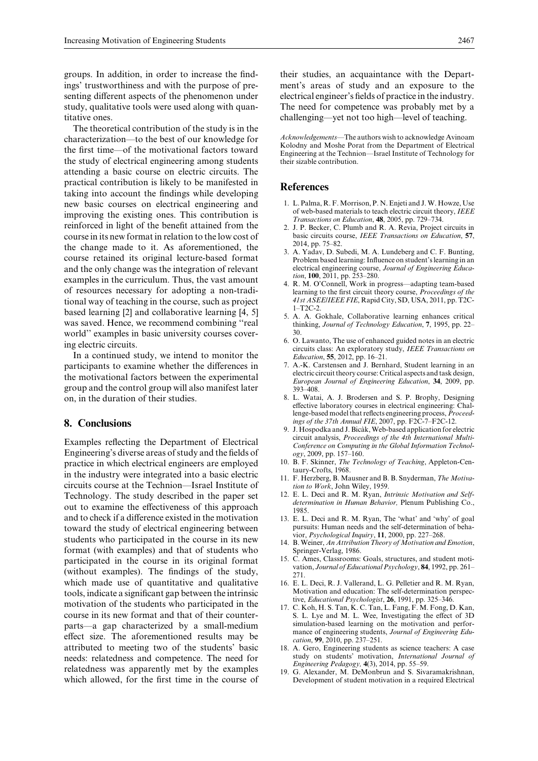groups. In addition, in order to increase the findings' trustworthiness and with the purpose of presenting different aspects of the phenomenon under study, qualitative tools were used along with quantitative ones.

The theoretical contribution of the study is in the characterization—to the best of our knowledge for the first time—of the motivational factors toward the study of electrical engineering among students attending a basic course on electric circuits. The practical contribution is likely to be manifested in taking into account the findings while developing new basic courses on electrical engineering and improving the existing ones. This contribution is reinforced in light of the benefit attained from the course in its new format in relation to the low cost of the change made to it. As aforementioned, the course retained its original lecture-based format and the only change was the integration of relevant examples in the curriculum. Thus, the vast amount of resources necessary for adopting a non-traditional way of teaching in the course, such as project based learning [2] and collaborative learning [4, 5] was saved. Hence, we recommend combining "real world" examples in basic university courses covering electric circuits.

In a continued study, we intend to monitor the participants to examine whether the differences in the motivational factors between the experimental group and the control group will also manifest later on, in the duration of their studies.

## 8. Conclusions

Examples reflecting the Department of Electrical Engineering's diverse areas of study and the fields of practice in which electrical engineers are employed in the industry were integrated into a basic electric circuits course at the Technion—Israel Institute of Technology. The study described in the paper set out to examine the effectiveness of this approach and to check if a difference existed in the motivation toward the study of electrical engineering between students who participated in the course in its new format (with examples) and that of students who participated in the course in its original format (without examples). The findings of the study, which made use of quantitative and qualitative tools, indicate a significant gap between the intrinsic motivation of the students who participated in the course in its new format and that of their counterparts—a gap characterized by a small-medium effect size. The aforementioned results may be attributed to meeting two of the students' basic needs: relatedness and competence. The need for relatedness was apparently met by the examples which allowed, for the first time in the course of their studies, an acquaintance with the Department's areas of study and an exposure to the electrical engineer's fields of practice in the industry. The need for competence was probably met by a challenging—yet not too high—level of teaching.

*Acknowledgements*—The authors wish to acknowledge Avinoam Kolodny and Moshe Porat from the Department of Electrical Engineering at the Technion—Israel Institute of Technology for their sizable contribution.

## References

1. L. Palma, R. F. Morrison, P. N. Enjeti and J. W. Howze, Use of web-based materials to teach electric circuit theory, *IEEE Transactions on Education*, **48**, 2005, pp. 729–734.
2. J. P. Becker, C. Plumb and R. A. Revia, Project circuits in basic circuits course, *IEEE Transactions on Education*, **57**, 2014, pp. 75–82.
3. A. Yadav, D. Subedi, M. A. Lundeberg and C. F. Bunting, Problem based learning: Influence on student's learning in an electrical engineering course, *Journal of Engineering Education*, **100**, 2011, pp. 253–280.
4. R. M. O'Connell, Work in progress—adapting team-based learning to the first circuit theory course, *Proceedings of the 41st ASEE/IEEE FIE*, Rapid City, SD, USA, 2011, pp. T2C-1–T2C-2.
5. A. A. Gokhale, Collaborative learning enhances critical thinking, *Journal of Technology Education*, **7**, 1995, pp. 22–30.
6. O. Lawanto, The use of enhanced guided notes in an electric circuits class: An exploratory study, *IEEE Transactions on Education*, **55**, 2012, pp. 16–21.
7. A.-K. Carstensen and J. Bernhard, Student learning in an electric circuit theory course: Critical aspects and task design, *European Journal of Engineering Education*, **34**, 2009, pp. 393–408.
8. L. Watai, A. J. Brodersen and S. P. Brophy, Designing effective laboratory courses in electrical engineering: Challenge-based model that reflects engineering process, *Proceedings of the 37th Annual FIE*, 2007, pp. F2C-7–F2C-12.
9. J. Hospodka and J. Bicàk, Web-based application for electric circuit analysis, *Proceedings of the 4th International Multi-Conference on Computing in the Global Information Technology*, 2009, pp. 157–160.
10. B. F. Skinner, *The Technology of Teaching*, Appleton-Centaury-Crofts, 1968.
11. F. Herzberg, B. Mausner and B. B. Snyderman, *The Motivation to Work*, John Wiley, 1959.
12. E. L. Deci and R. M. Ryan, *Intrinsic Motivation and Self-determination in Human Behavior,* Plenum Publishing Co., 1985.
13. E. L. Deci and R. M. Ryan, The 'what' and 'why' of goal pursuits: Human needs and the self-determination of behavior, *Psychological Inquiry*, **11**, 2000, pp. 227–268.
14. B. Weiner, *An Attribution Theory of Motivation and Emotion*, Springer-Verlag, 1986.
15. C. Ames, Classrooms: Goals, structures, and student motivation, *Journal of Educational Psychology*, **84**, 1992, pp. 261–271.
16. E. L. Deci, R. J. Vallerand, L. G. Pelletier and R. M. Ryan, Motivation and education: The self-determination perspective, *Educational Psychologist*, **26**, 1991, pp. 325–346.
17. C. Koh, H. S. Tan, K. C. Tan, L. Fang, F. M. Fong, D. Kan, S. L. Lye and M. L. Wee, Investigating the effect of 3D simulation-based learning on the motivation and performance of engineering students, *Journal of Engineering Education*, **99**, 2010, pp. 237–251.
18. A. Gero, Engineering students as science teachers: A case study on students' motivation, *International Journal of Engineering Pedagogy,* **4**(3), 2014, pp. 55–59.
19. G. Alexander, M. DeMonbrun and S. Sivaramakrishnan, Development of student motivation in a required Electrical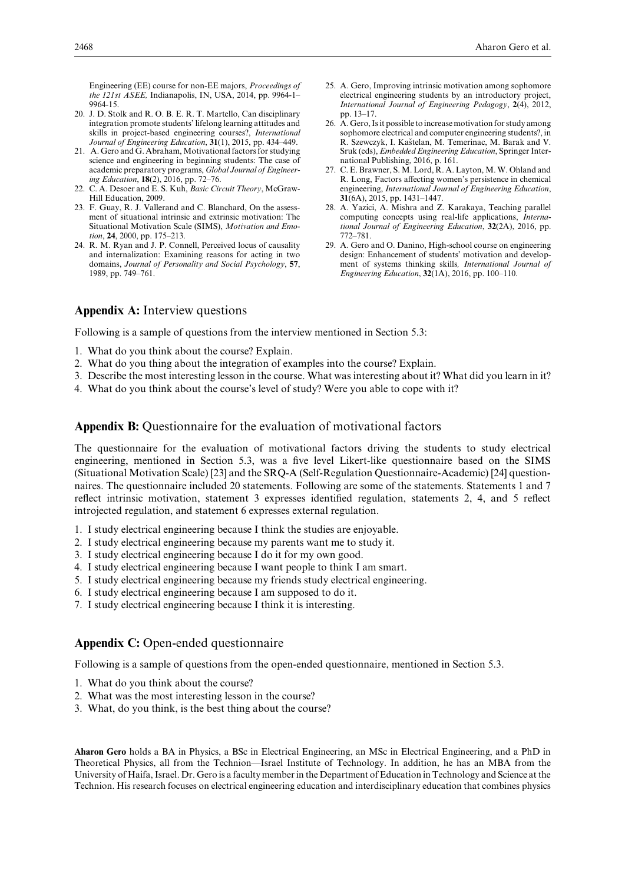Engineering (EE) course for non-EE majors, *Proceedings of the 121st ASEE,* Indianapolis, IN, USA, 2014, pp. 9964-1–9964-15.

20. J. D. Stolk and R. O. B. E. R. T. Martello, Can disciplinary integration promote students' lifelong learning attitudes and skills in project-based engineering courses?, *International Journal of Engineering Education*, **31**(1), 2015, pp. 434–449.
21. A. Gero and G. Abraham, Motivational factors for studying science and engineering in beginning students: The case of academic preparatory programs, *Global Journal of Engineering Education*, **18**(2), 2016, pp. 72–76.
22. C. A. Desoer and E. S. Kuh, *Basic Circuit Theory*, McGraw-Hill Education, 2009.
23. F. Guay, R. J. Vallerand and C. Blanchard, On the assessment of situational intrinsic and extrinsic motivation: The Situational Motivation Scale (SIMS), *Motivation and Emotion*, **24**, 2000, pp. 175–213.
24. R. M. Ryan and J. P. Connell, Perceived locus of causality and internalization: Examining reasons for acting in two domains, *Journal of Personality and Social Psychology*, **57**, 1989, pp. 749–761.
25. A. Gero, Improving intrinsic motivation among sophomore electrical engineering students by an introductory project, *International Journal of Engineering Pedagogy*, **2**(4), 2012, pp. 13–17.
26. A. Gero, Is it possible to increase motivation for study among sophomore electrical and computer engineering students?, in R. Szewczyk, I. Kaštelan, M. Temerinac, M. Barak and V. Sruk (eds), *Embedded Engineering Education*, Springer International Publishing, 2016, p. 161.
27. C. E. Brawner, S. M. Lord, R. A. Layton, M. W. Ohland and R. Long, Factors affecting women's persistence in chemical engineering, *International Journal of Engineering Education*, **31**(6A), 2015, pp. 1431–1447.
28. A. Yazici, A. Mishra and Z. Karakaya, Teaching parallel computing concepts using real-life applications, *International Journal of Engineering Education*, **32**(2A), 2016, pp. 772–781.
29. A. Gero and O. Danino, High-school course on engineering design: Enhancement of students' motivation and development of systems thinking skills*, International Journal of Engineering Education*, **32**(1A), 2016, pp. 100–110.

## **Appendix A:** Interview questions

Following is a sample of questions from the interview mentioned in Section 5.3:

1. What do you think about the course? Explain.
2. What do you thing about the integration of examples into the course? Explain.
3. Describe the most interesting lesson in the course. What was interesting about it? What did you learn in it?
4. What do you think about the course's level of study? Were you able to cope with it?

## **Appendix B:** Questionnaire for the evaluation of motivational factors

The questionnaire for the evaluation of motivational factors driving the students to study electrical engineering, mentioned in Section 5.3, was a five level Likert-like questionnaire based on the SIMS (Situational Motivation Scale) [23] and the SRQ-A (Self-Regulation Questionnaire-Academic) [24] questionnaires. The questionnaire included 20 statements. Following are some of the statements. Statements 1 and 7 reflect intrinsic motivation, statement 3 expresses identified regulation, statements 2, 4, and 5 reflect introjected regulation, and statement 6 expresses external regulation.

1. I study electrical engineering because I think the studies are enjoyable.
2. I study electrical engineering because my parents want me to study it.
3. I study electrical engineering because I do it for my own good.
4. I study electrical engineering because I want people to think I am smart.
5. I study electrical engineering because my friends study electrical engineering.
6. I study electrical engineering because I am supposed to do it.
7. I study electrical engineering because I think it is interesting.

## **Appendix C:** Open-ended questionnaire

Following is a sample of questions from the open-ended questionnaire, mentioned in Section 5.3.

1. What do you think about the course?
2. What was the most interesting lesson in the course?
3. What, do you think, is the best thing about the course?

**Aharon Gero** holds a BA in Physics, a BSc in Electrical Engineering, an MSc in Electrical Engineering, and a PhD in Theoretical Physics, all from the Technion—Israel Institute of Technology. In addition, he has an MBA from the University of Haifa, Israel. Dr. Gero is a faculty member in the Department of Education in Technology and Science at the Technion. His research focuses on electrical engineering education and interdisciplinary education that combines physics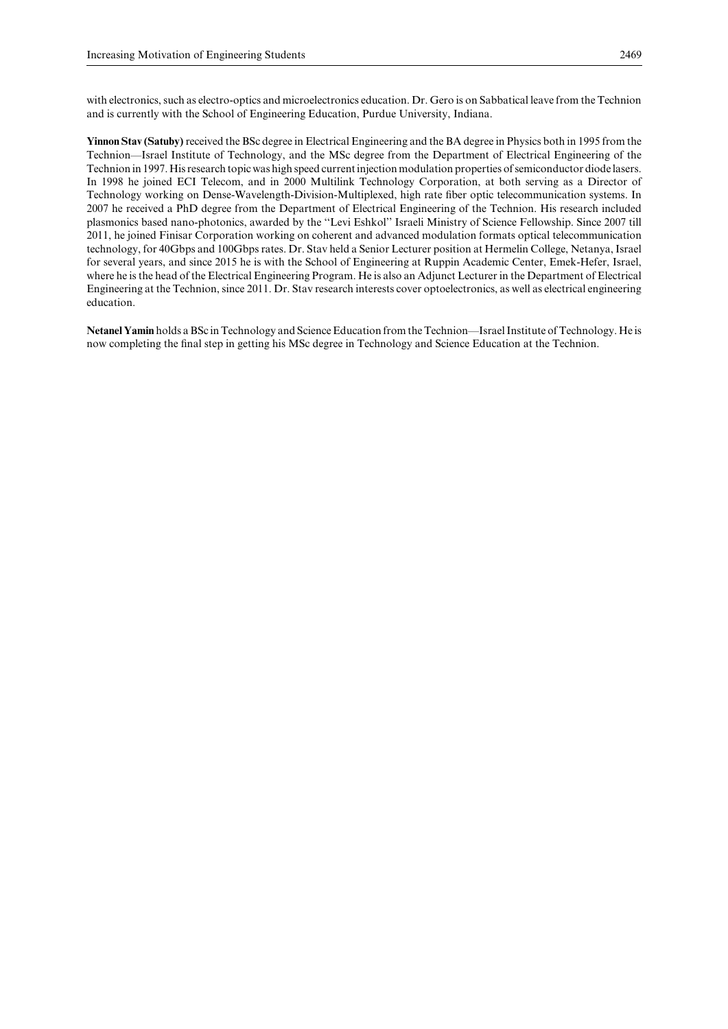with electronics, such as electro-optics and microelectronics education. Dr. Gero is on Sabbatical leave from the Technion and is currently with the School of Engineering Education, Purdue University, Indiana.

**Yinnon Stav (Satuby)** received the BSc degree in Electrical Engineering and the BA degree in Physics both in 1995 from the Technion—Israel Institute of Technology, and the MSc degree from the Department of Electrical Engineering of the Technion in 1997. His research topic was high speed current injection modulation properties of semiconductor diode lasers. In 1998 he joined ECI Telecom, and in 2000 Multilink Technology Corporation, at both serving as a Director of Technology working on Dense-Wavelength-Division-Multiplexed, high rate fiber optic telecommunication systems. In 2007 he received a PhD degree from the Department of Electrical Engineering of the Technion. His research included plasmonics based nano-photonics, awarded by the ''Levi Eshkol'' Israeli Ministry of Science Fellowship. Since 2007 till 2011, he joined Finisar Corporation working on coherent and advanced modulation formats optical telecommunication technology, for 40Gbps and 100Gbps rates. Dr. Stav held a Senior Lecturer position at Hermelin College, Netanya, Israel for several years, and since 2015 he is with the School of Engineering at Ruppin Academic Center, Emek-Hefer, Israel, where he is the head of the Electrical Engineering Program. He is also an Adjunct Lecturer in the Department of Electrical Engineering at the Technion, since 2011. Dr. Stav research interests cover optoelectronics, as well as electrical engineering education.

**Netanel Yamin** holds a BSc in Technology and Science Education from the Technion—Israel Institute of Technology. He is now completing the final step in getting his MSc degree in Technology and Science Education at the Technion.